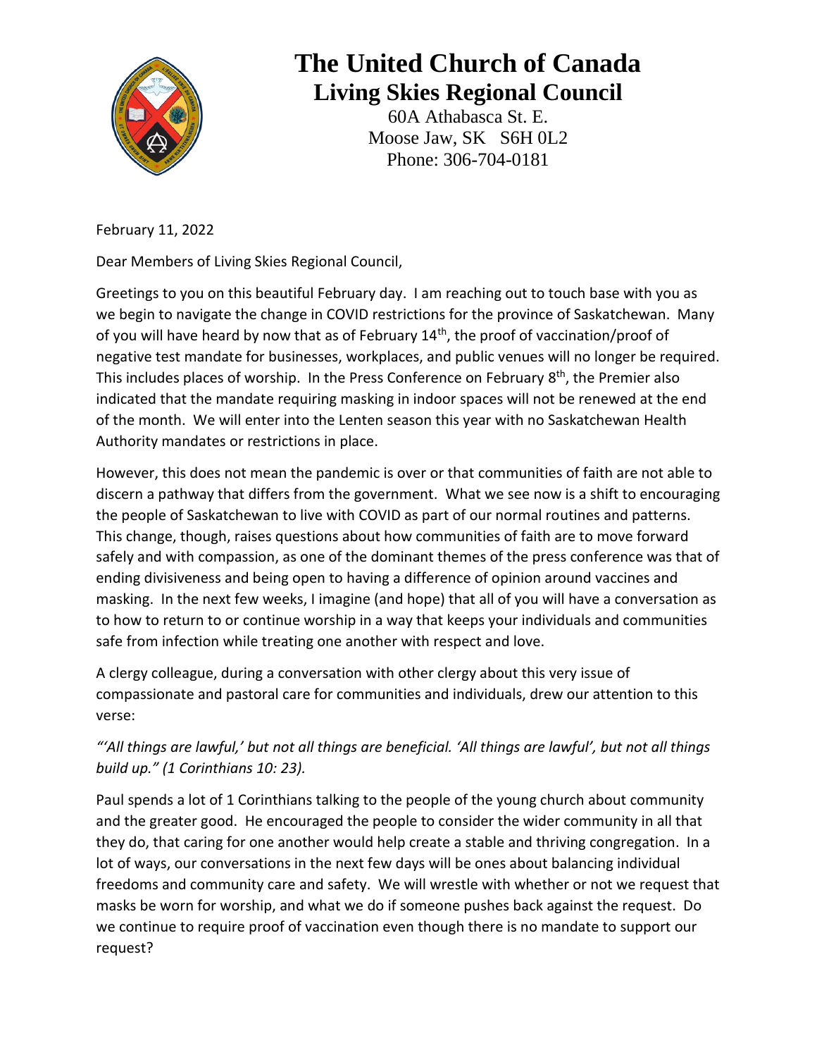# The United Church of Canada

## Living Skies Regional Council

60A Athabasca St. E.
Moose Jaw, SK S6H 0L2
Phone: 306-704-0181

February 11, 2022

Dear Members of Living Skies Regional Council,

Greetings to you on this beautiful February day. I am reaching out to touch base with you as we begin to navigate the change in COVID restrictions for the province of Saskatchewan. Many of you will have heard by now that as of February 14th, the proof of vaccination/proof of negative test mandate for businesses, workplaces, and public venues will no longer be required. This includes places of worship. In the Press Conference on February 8th, the Premier also indicated that the mandate requiring masking in indoor spaces will not be renewed at the end of the month. We will enter into the Lenten season this year with no Saskatchewan Health Authority mandates or restrictions in place.

However, this does not mean the pandemic is over or that communities of faith are not able to discern a pathway that differs from the government. What we see now is a shift to encouraging the people of Saskatchewan to live with COVID as part of our normal routines and patterns. This change, though, raises questions about how communities of faith are to move forward safely and with compassion, as one of the dominant themes of the press conference was that of ending divisiveness and being open to having a difference of opinion around vaccines and masking. In the next few weeks, I imagine (and hope) that all of you will have a conversation as to how to return to or continue worship in a way that keeps your individuals and communities safe from infection while treating one another with respect and love.

A clergy colleague, during a conversation with other clergy about this very issue of compassionate and pastoral care for communities and individuals, drew our attention to this verse:

*"'All things are lawful,' but not all things are beneficial. 'All things are lawful', but not all things build up." (1 Corinthians 10: 23).*

Paul spends a lot of 1 Corinthians talking to the people of the young church about community and the greater good. He encouraged the people to consider the wider community in all that they do, that caring for one another would help create a stable and thriving congregation. In a lot of ways, our conversations in the next few days will be ones about balancing individual freedoms and community care and safety. We will wrestle with whether or not we request that masks be worn for worship, and what we do if someone pushes back against the request. Do we continue to require proof of vaccination even though there is no mandate to support our request?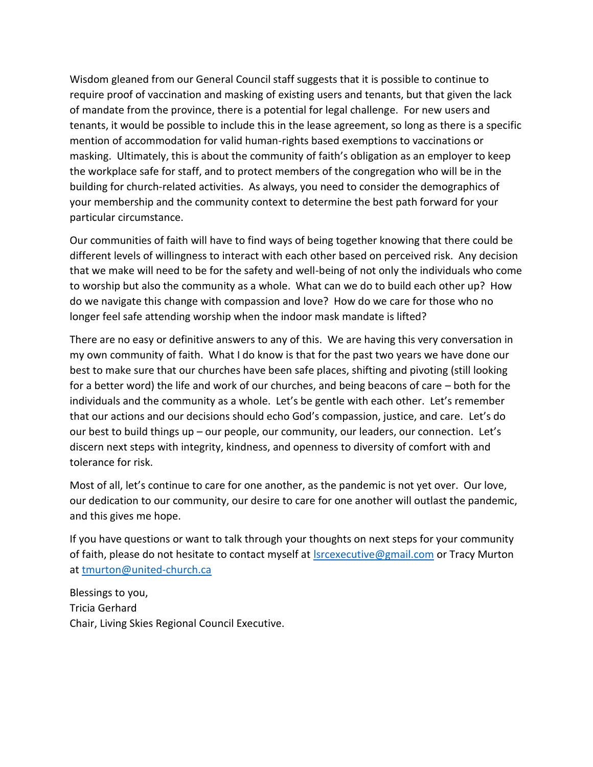Wisdom gleaned from our General Council staff suggests that it is possible to continue to require proof of vaccination and masking of existing users and tenants, but that given the lack of mandate from the province, there is a potential for legal challenge. For new users and tenants, it would be possible to include this in the lease agreement, so long as there is a specific mention of accommodation for valid human-rights based exemptions to vaccinations or masking. Ultimately, this is about the community of faith's obligation as an employer to keep the workplace safe for staff, and to protect members of the congregation who will be in the building for church-related activities. As always, you need to consider the demographics of your membership and the community context to determine the best path forward for your particular circumstance.

Our communities of faith will have to find ways of being together knowing that there could be different levels of willingness to interact with each other based on perceived risk. Any decision that we make will need to be for the safety and well-being of not only the individuals who come to worship but also the community as a whole. What can we do to build each other up? How do we navigate this change with compassion and love? How do we care for those who no longer feel safe attending worship when the indoor mask mandate is lifted?

There are no easy or definitive answers to any of this. We are having this very conversation in my own community of faith. What I do know is that for the past two years we have done our best to make sure that our churches have been safe places, shifting and pivoting (still looking for a better word) the life and work of our churches, and being beacons of care – both for the individuals and the community as a whole. Let's be gentle with each other. Let's remember that our actions and our decisions should echo God's compassion, justice, and care. Let's do our best to build things up – our people, our community, our leaders, our connection. Let's discern next steps with integrity, kindness, and openness to diversity of comfort with and tolerance for risk.

Most of all, let's continue to care for one another, as the pandemic is not yet over. Our love, our dedication to our community, our desire to care for one another will outlast the pandemic, and this gives me hope.

If you have questions or want to talk through your thoughts on next steps for your community of faith, please do not hesitate to contact myself at lsrcexecutive@gmail.com or Tracy Murton at tmurton@united-church.ca

Blessings to you,  
Tricia Gerhard  
Chair, Living Skies Regional Council Executive.